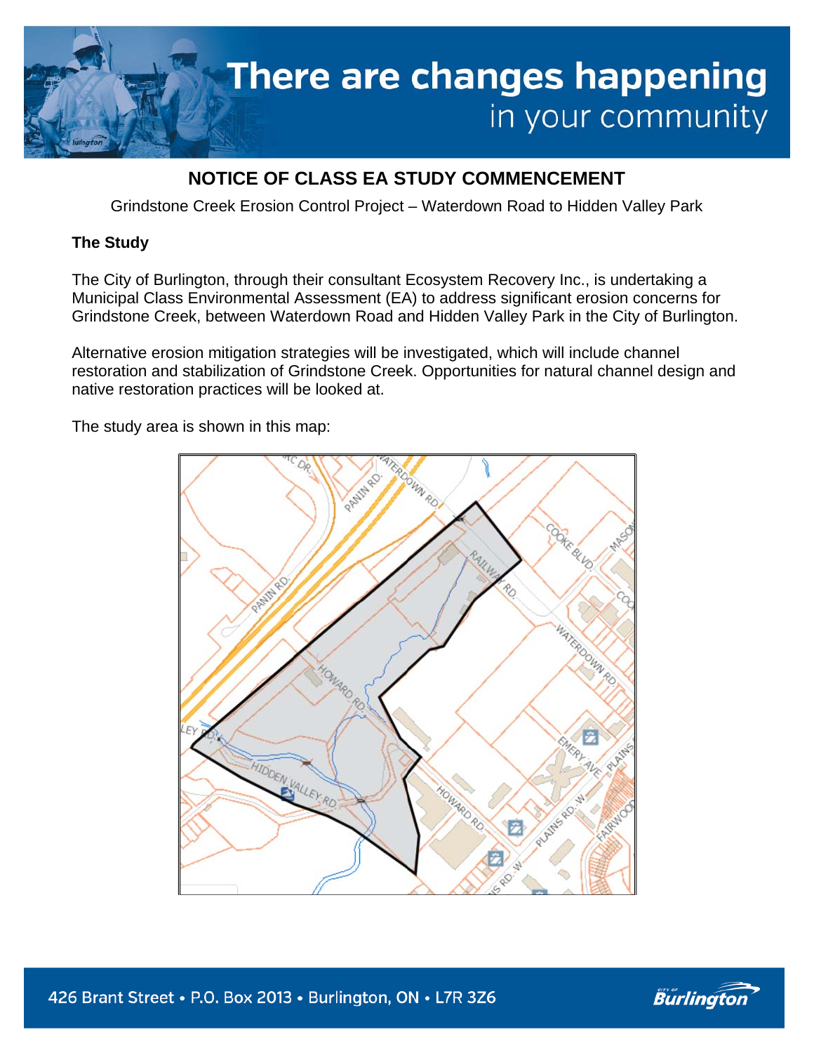# There are changes happening in your community

## NOTICE OF CLASS EA STUDY COMMENCEMENT

Grindstone Creek Erosion Control Project – Waterdown Road to Hidden Valley Park

### The Study

The City of Burlington, through their consultant Ecosystem Recovery Inc., is undertaking a Municipal Class Environmental Assessment (EA) to address significant erosion concerns for Grindstone Creek, between Waterdown Road and Hidden Valley Park in the City of Burlington.

Alternative erosion mitigation strategies will be investigated, which will include channel restoration and stabilization of Grindstone Creek. Opportunities for natural channel design and native restoration practices will be looked at.

The study area is shown in this map:

426 Brant Street • P.O. Box 2013 • Burlington, ON • L7R 3Z6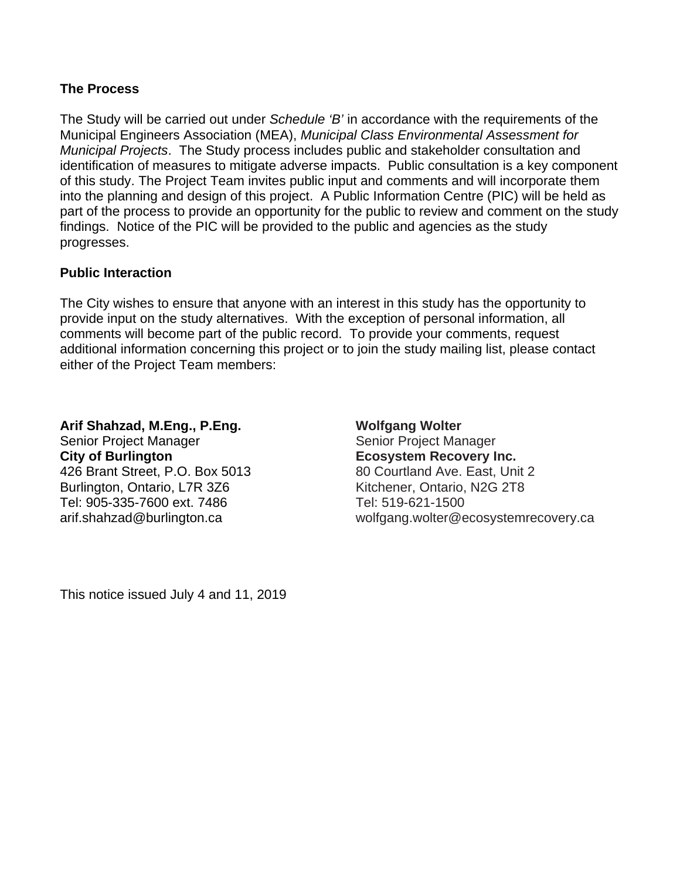**The Process**

The Study will be carried out under *Schedule 'B'* in accordance with the requirements of the Municipal Engineers Association (MEA), *Municipal Class Environmental Assessment for Municipal Projects*. The Study process includes public and stakeholder consultation and identification of measures to mitigate adverse impacts. Public consultation is a key component of this study. The Project Team invites public input and comments and will incorporate them into the planning and design of this project. A Public Information Centre (PIC) will be held as part of the process to provide an opportunity for the public to review and comment on the study findings. Notice of the PIC will be provided to the public and agencies as the study progresses.

**Public Interaction**

The City wishes to ensure that anyone with an interest in this study has the opportunity to provide input on the study alternatives. With the exception of personal information, all comments will become part of the public record. To provide your comments, request additional information concerning this project or to join the study mailing list, please contact either of the Project Team members:

**Arif Shahzad, M.Eng., P.Eng.**
Senior Project Manager
**City of Burlington**
426 Brant Street, P.O. Box 5013
Burlington, Ontario, L7R 3Z6
Tel: 905-335-7600 ext. 7486
arif.shahzad@burlington.ca

**Wolfgang Wolter**
Senior Project Manager
**Ecosystem Recovery Inc.**
80 Courtland Ave. East, Unit 2
Kitchener, Ontario, N2G 2T8
Tel: 519-621-1500
wolfgang.wolter@ecosystemrecovery.ca

This notice issued July 4 and 11, 2019